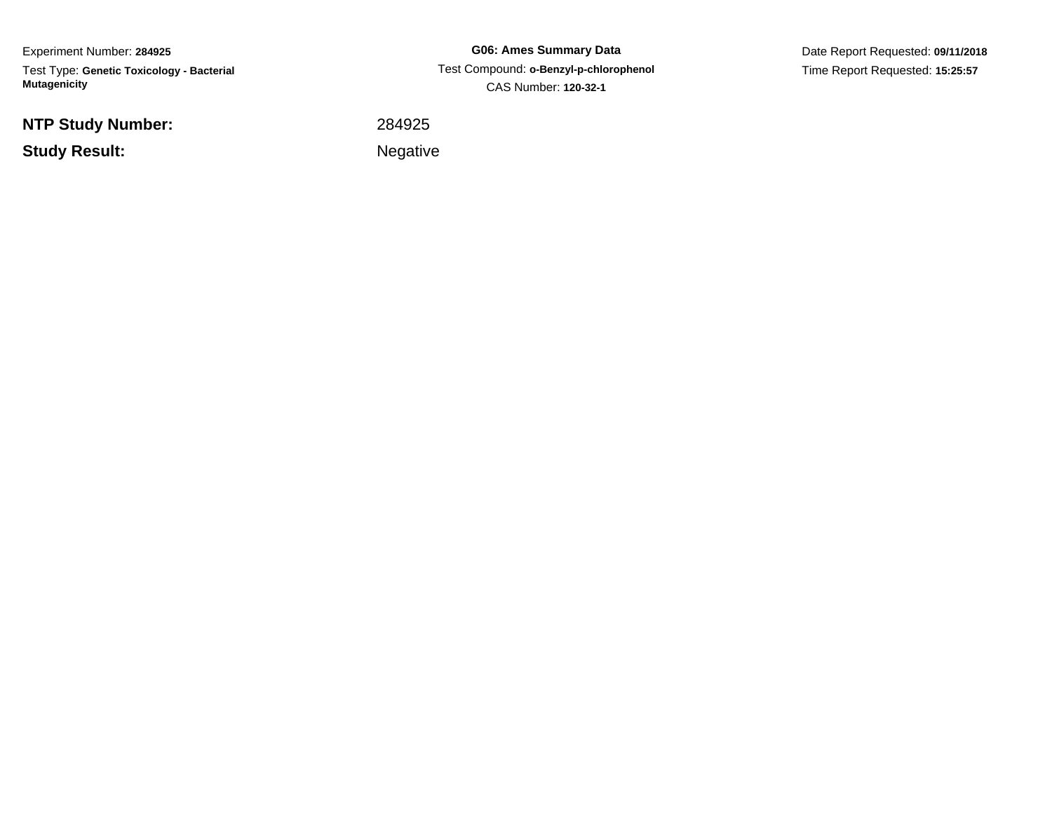Experiment Number: **284925**

Test Type: **Genetic Toxicology - Bacterial Mutagenicity**

**G06: Ames Summary Data**

Test Compound: **o-Benzyl-p-chlorophenol**

CAS Number: **120-32-1**

Date Report Requested: **09/11/2018**

Time Report Requested: **15:25:57**

**NTP Study Number:** 284925

**Study Result:** Negative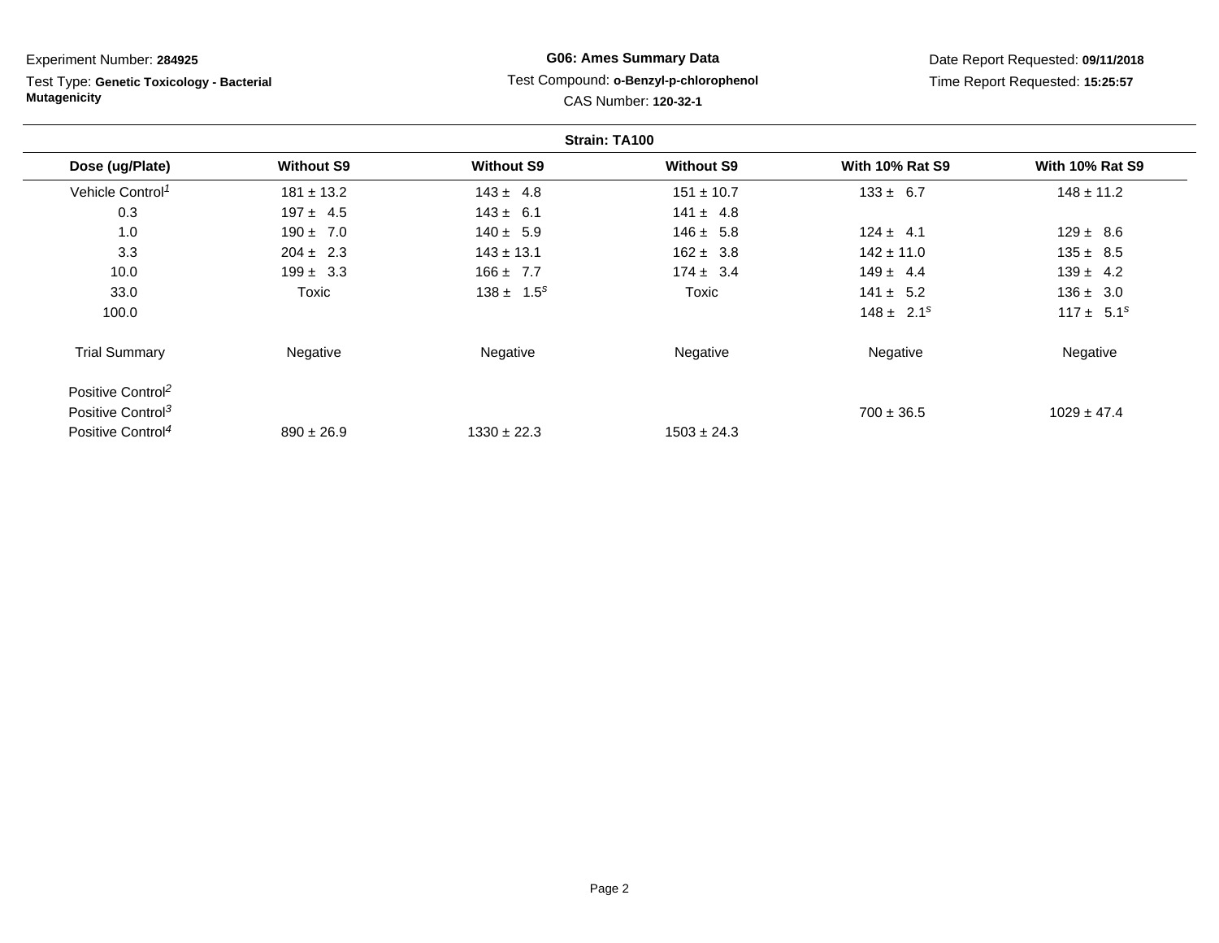Experiment Number: **284925**

Test Type: **Genetic Toxicology - Bacterial Mutagenicity**

**G06: Ames Summary Data**

Test Compound: **o-Benzyl-p-chlorophenol**

CAS Number: **120-32-1**

Date Report Requested: **09/11/2018**

Time Report Requested: **15:25:57**

**Strain: TA100**

| Dose (ug/Plate) | Without S9 | Without S9 | Without S9 | With 10% Rat S9 | With 10% Rat S9 |
|---|---|---|---|---|---|
| Vehicle Control[1] | 181 ± 13.2 | 143 ± 4.8 | 151 ± 10.7 | 133 ± 6.7 | 148 ± 11.2 |
| 0.3 | 197 ± 4.5 | 143 ± 6.1 | 141 ± 4.8 | | |
| 1.0 | 190 ± 7.0 | 140 ± 5.9 | 146 ± 5.8 | 124 ± 4.1 | 129 ± 8.6 |
| 3.3 | 204 ± 2.3 | 143 ± 13.1 | 162 ± 3.8 | 142 ± 11.0 | 135 ± 8.5 |
| 10.0 | 199 ± 3.3 | 166 ± 7.7 | 174 ± 3.4 | 149 ± 4.4 | 139 ± 4.2 |
| 33.0 | Toxic | 138 ± 1.5[s] | Toxic | 141 ± 5.2 | 136 ± 3.0 |
| 100.0 | | | | 148 ± 2.1[s] | 117 ± 5.1[s] |
| Trial Summary | Negative | Negative | Negative | Negative | Negative |
| Positive Control[2] | | | | | |
| Positive Control[3] | | | | 700 ± 36.5 | 1029 ± 47.4 |
| Positive Control[4] | 890 ± 26.9 | 1330 ± 22.3 | 1503 ± 24.3 | | |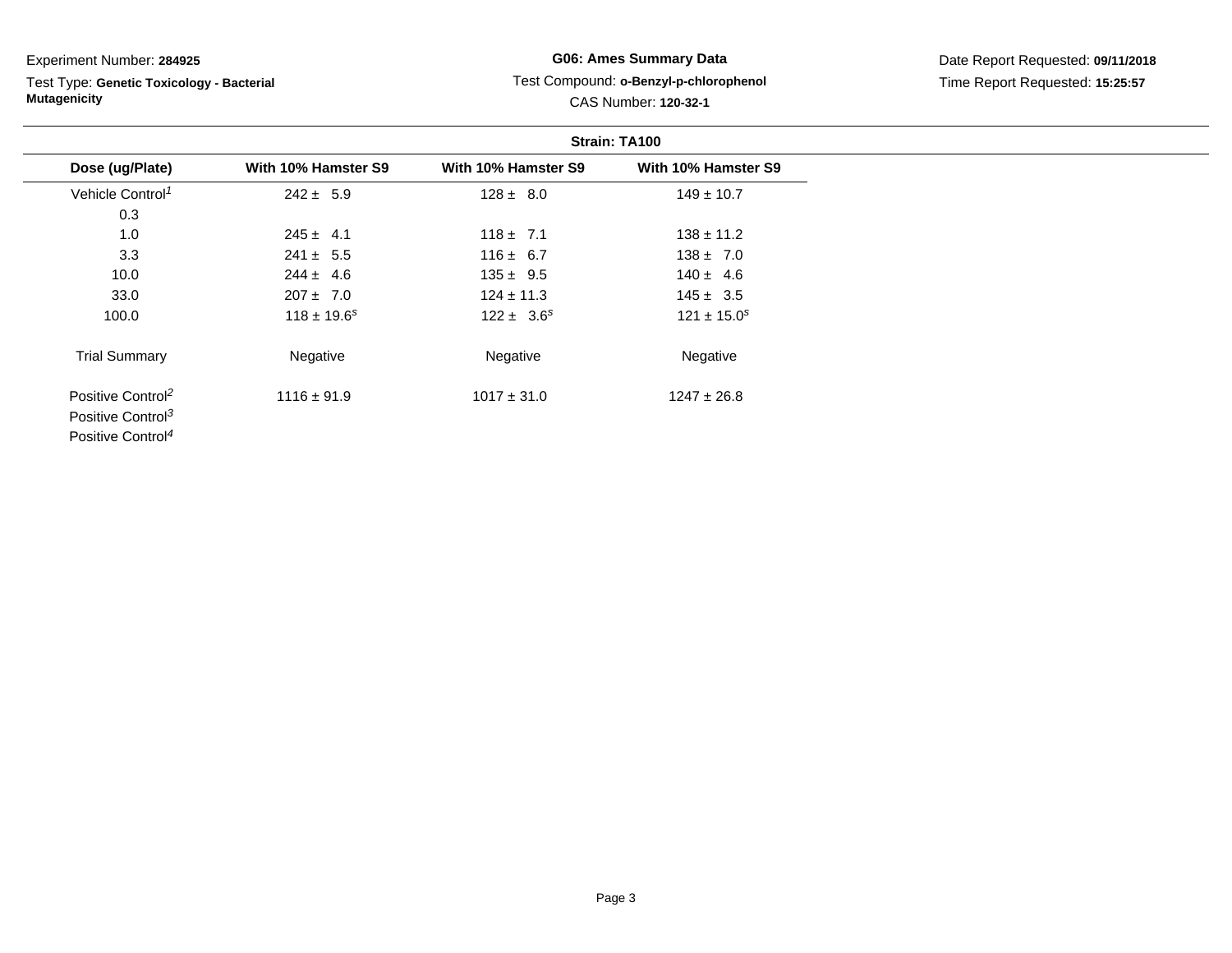Experiment Number: **284925**

Test Type: **Genetic Toxicology - Bacterial Mutagenicity**

**G06: Ames Summary Data**

Test Compound: **o-Benzyl-p-chlorophenol**

CAS Number: **120-32-1**

Date Report Requested: **09/11/2018**

Time Report Requested: **15:25:57**

**Strain: TA100**

| Dose (ug/Plate) | With 10% Hamster S9 | With 10% Hamster S9 | With 10% Hamster S9 |
|---|---|---|---|
| Vehicle Control[1] | 242 ± 5.9 | 128 ± 8.0 | 149 ± 10.7 |
| 0.3 | | | |
| 1.0 | 245 ± 4.1 | 118 ± 7.1 | 138 ± 11.2 |
| 3.3 | 241 ± 5.5 | 116 ± 6.7 | 138 ± 7.0 |
| 10.0 | 244 ± 4.6 | 135 ± 9.5 | 140 ± 4.6 |
| 33.0 | 207 ± 7.0 | 124 ± 11.3 | 145 ± 3.5 |
| 100.0 | 118 ± 19.6[s] | 122 ± 3.6[s] | 121 ± 15.0[s] |
| Trial Summary | Negative | Negative | Negative |
| Positive Control[2] | 1116 ± 91.9 | 1017 ± 31.0 | 1247 ± 26.8 |
| Positive Control[3] | | | |
| Positive Control[4] | | | |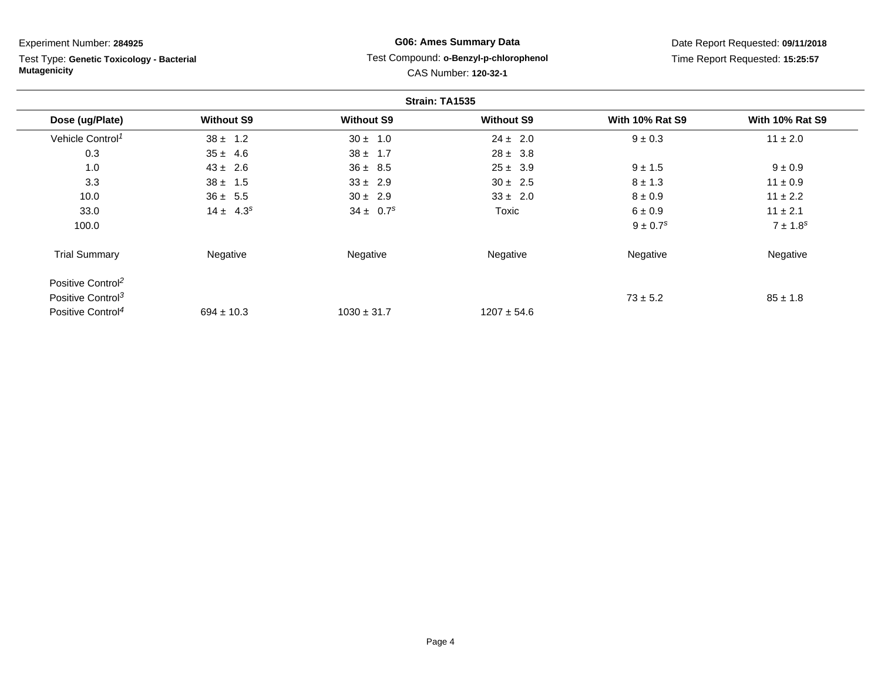Experiment Number: **284925**

Test Type: **Genetic Toxicology - Bacterial Mutagenicity**

**G06: Ames Summary Data**

Test Compound: **o-Benzyl-p-chlorophenol**

CAS Number: **120-32-1**

Date Report Requested: **09/11/2018**

Time Report Requested: **15:25:57**

**Strain: TA1535**

| Dose (ug/Plate) | Without S9 | Without S9 | Without S9 | With 10% Rat S9 | With 10% Rat S9 |
|---|---|---|---|---|---|
| Vehicle Control[1] | 38 ± 1.2 | 30 ± 1.0 | 24 ± 2.0 | 9 ± 0.3 | 11 ± 2.0 |
| 0.3 | 35 ± 4.6 | 38 ± 1.7 | 28 ± 3.8 | | |
| 1.0 | 43 ± 2.6 | 36 ± 8.5 | 25 ± 3.9 | 9 ± 1.5 | 9 ± 0.9 |
| 3.3 | 38 ± 1.5 | 33 ± 2.9 | 30 ± 2.5 | 8 ± 1.3 | 11 ± 0.9 |
| 10.0 | 36 ± 5.5 | 30 ± 2.9 | 33 ± 2.0 | 8 ± 0.9 | 11 ± 2.2 |
| 33.0 | 14 ± 4.3[s] | 34 ± 0.7[s] | Toxic | 6 ± 0.9 | 11 ± 2.1 |
| 100.0 | | | | 9 ± 0.7[s] | 7 ± 1.8[s] |
| Trial Summary | Negative | Negative | Negative | Negative | Negative |
| Positive Control[2] | | | | | |
| Positive Control[3] | | | | 73 ± 5.2 | 85 ± 1.8 |
| Positive Control[4] | 694 ± 10.3 | 1030 ± 31.7 | 1207 ± 54.6 | | |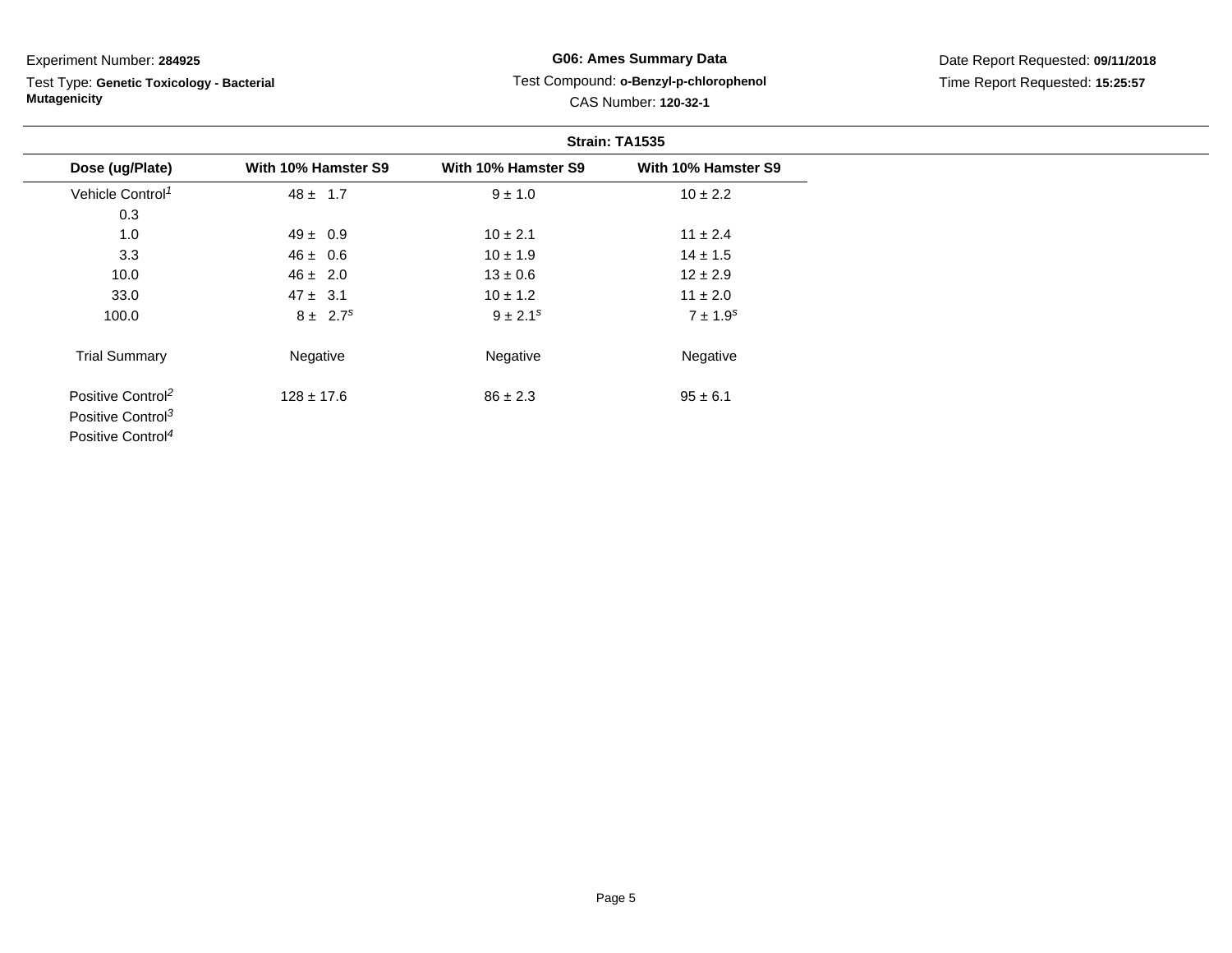Experiment Number: **284925**

Test Type: **Genetic Toxicology - Bacterial Mutagenicity**

**G06: Ames Summary Data**

Test Compound: **o-Benzyl-p-chlorophenol**

CAS Number: **120-32-1**

Date Report Requested: **09/11/2018**

Time Report Requested: **15:25:57**

**Strain: TA1535**

| Dose (ug/Plate) | With 10% Hamster S9 | With 10% Hamster S9 | With 10% Hamster S9 |
|---|---|---|---|
| Vehicle Control[1] | 48 ± 1.7 | 9 ± 1.0 | 10 ± 2.2 |
| 0.3 | | | |
| 1.0 | 49 ± 0.9 | 10 ± 2.1 | 11 ± 2.4 |
| 3.3 | 46 ± 0.6 | 10 ± 1.9 | 14 ± 1.5 |
| 10.0 | 46 ± 2.0 | 13 ± 0.6 | 12 ± 2.9 |
| 33.0 | 47 ± 3.1 | 10 ± 1.2 | 11 ± 2.0 |
| 100.0 | 8 ± 2.7[s] | 9 ± 2.1[s] | 7 ± 1.9[s] |
| Trial Summary | Negative | Negative | Negative |
| Positive Control[2] | 128 ± 17.6 | 86 ± 2.3 | 95 ± 6.1 |
| Positive Control[3] | | | |
| Positive Control[4] | | | |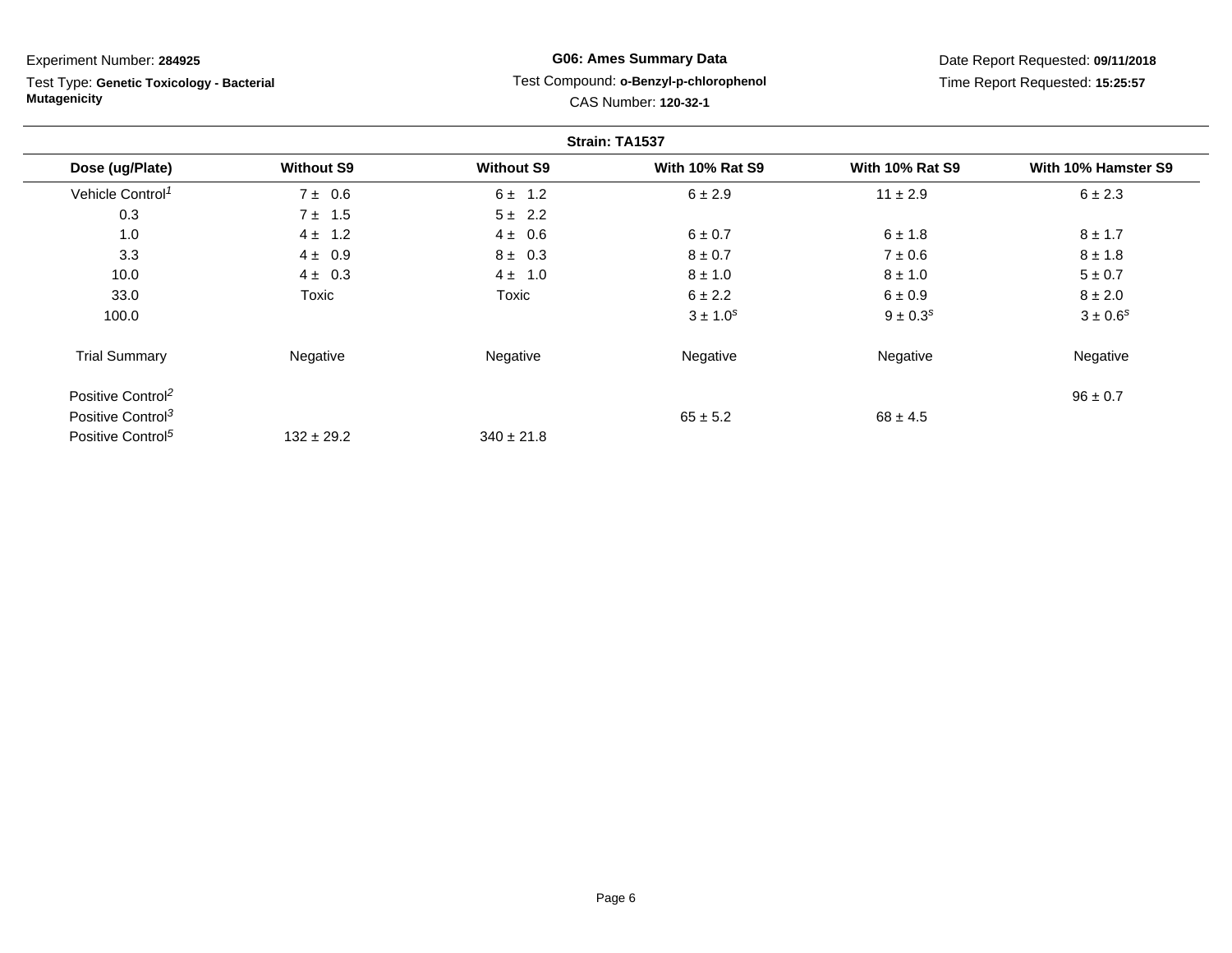Experiment Number: **284925**

Test Type: **Genetic Toxicology - Bacterial Mutagenicity**

**G06: Ames Summary Data**

Test Compound: **o-Benzyl-p-chlorophenol**

CAS Number: **120-32-1**

Date Report Requested: **09/11/2018**

Time Report Requested: **15:25:57**

**Strain: TA1537**

| Dose (ug/Plate) | Without S9 | Without S9 | With 10% Rat S9 | With 10% Rat S9 | With 10% Hamster S9 |
|---|---|---|---|---|---|
| Vehicle Control[1] | 7 ± 0.6 | 6 ± 1.2 | 6 ± 2.9 | 11 ± 2.9 | 6 ± 2.3 |
| 0.3 | 7 ± 1.5 | 5 ± 2.2 | | | |
| 1.0 | 4 ± 1.2 | 4 ± 0.6 | 6 ± 0.7 | 6 ± 1.8 | 8 ± 1.7 |
| 3.3 | 4 ± 0.9 | 8 ± 0.3 | 8 ± 0.7 | 7 ± 0.6 | 8 ± 1.8 |
| 10.0 | 4 ± 0.3 | 4 ± 1.0 | 8 ± 1.0 | 8 ± 1.0 | 5 ± 0.7 |
| 33.0 | Toxic | Toxic | 6 ± 2.2 | 6 ± 0.9 | 8 ± 2.0 |
| 100.0 | | | 3 ± 1.0[s] | 9 ± 0.3[s] | 3 ± 0.6[s] |
| Trial Summary | Negative | Negative | Negative | Negative | Negative |
| Positive Control[2] | | | | | 96 ± 0.7 |
| Positive Control[3] | | | 65 ± 5.2 | 68 ± 4.5 | |
| Positive Control[5] | 132 ± 29.2 | 340 ± 21.8 | | | |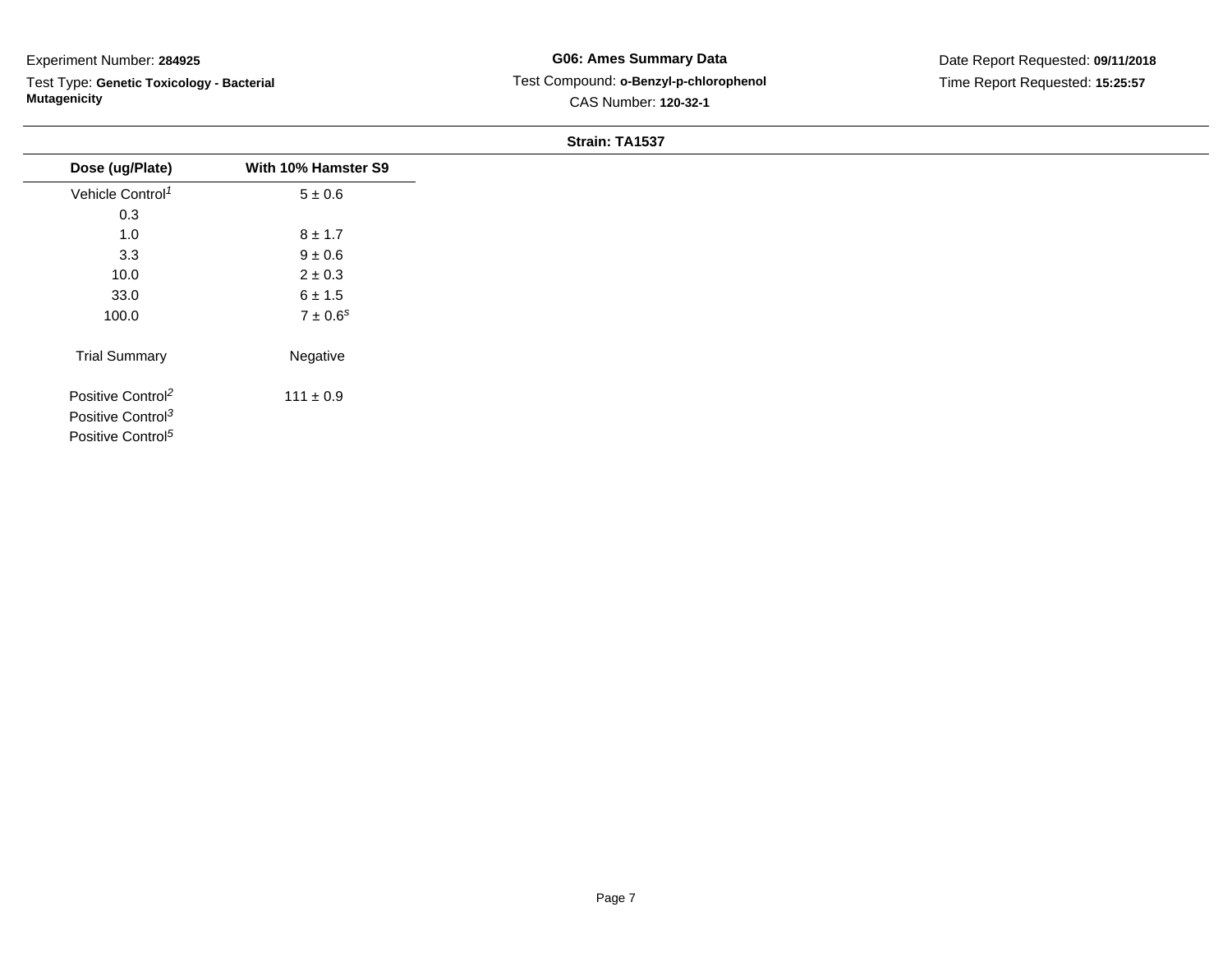Experiment Number: **284925**

Test Type: **Genetic Toxicology - Bacterial Mutagenicity**

**G06: Ames Summary Data**

Test Compound: **o-Benzyl-p-chlorophenol**

CAS Number: **120-32-1**

Date Report Requested: **09/11/2018**

Time Report Requested: **15:25:57**

**Strain: TA1537**

| Dose (ug/Plate) | With 10% Hamster S9 |
|---|---|
| Vehicle Control[1] | 5 ± 0.6 |
| 0.3 | |
| 1.0 | 8 ± 1.7 |
| 3.3 | 9 ± 0.6 |
| 10.0 | 2 ± 0.3 |
| 33.0 | 6 ± 1.5 |
| 100.0 | 7 ± 0.6[s] |
| Trial Summary | Negative |
| Positive Control[2] | 111 ± 0.9 |
| Positive Control[3] | |
| Positive Control[5] | |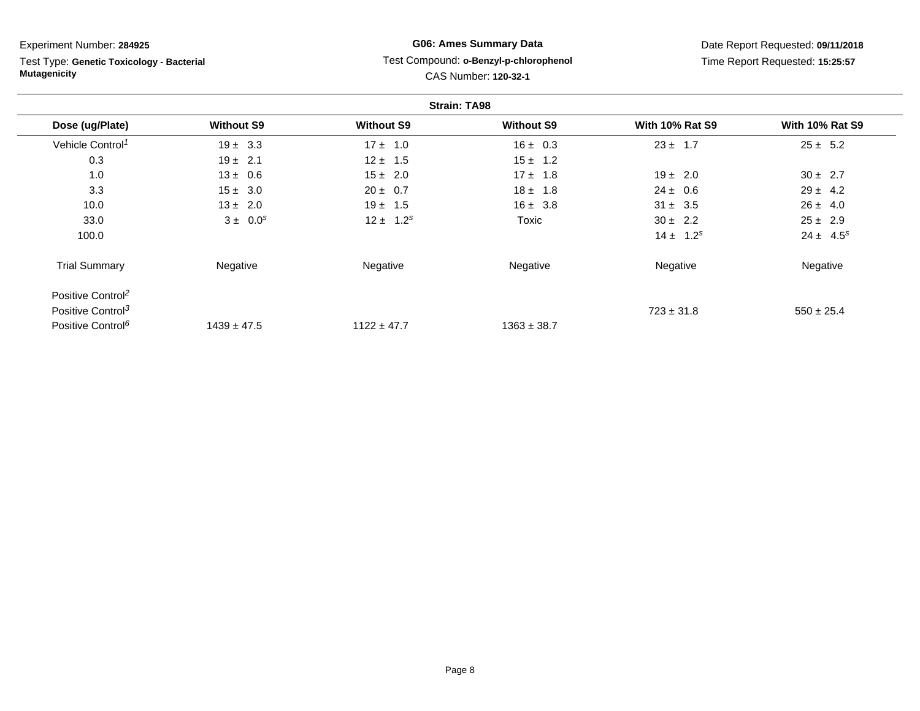Experiment Number: **284925**

Test Type: **Genetic Toxicology - Bacterial Mutagenicity**

**G06: Ames Summary Data**

Test Compound: **o-Benzyl-p-chlorophenol**

CAS Number: **120-32-1**

Date Report Requested: **09/11/2018**

Time Report Requested: **15:25:57**

**Strain: TA98**

| Dose (ug/Plate) | Without S9 | Without S9 | Without S9 | With 10% Rat S9 | With 10% Rat S9 |
|---|---|---|---|---|---|
| Vehicle Control[1] | 19 ± 3.3 | 17 ± 1.0 | 16 ± 0.3 | 23 ± 1.7 | 25 ± 5.2 |
| 0.3 | 19 ± 2.1 | 12 ± 1.5 | 15 ± 1.2 | | |
| 1.0 | 13 ± 0.6 | 15 ± 2.0 | 17 ± 1.8 | 19 ± 2.0 | 30 ± 2.7 |
| 3.3 | 15 ± 3.0 | 20 ± 0.7 | 18 ± 1.8 | 24 ± 0.6 | 29 ± 4.2 |
| 10.0 | 13 ± 2.0 | 19 ± 1.5 | 16 ± 3.8 | 31 ± 3.5 | 26 ± 4.0 |
| 33.0 | 3 ± 0.0[s] | 12 ± 1.2[s] | Toxic | 30 ± 2.2 | 25 ± 2.9 |
| 100.0 | | | | 14 ± 1.2[s] | 24 ± 4.5[s] |
| Trial Summary | Negative | Negative | Negative | Negative | Negative |
| Positive Control[2] | | | | | |
| Positive Control[3] | | | | 723 ± 31.8 | 550 ± 25.4 |
| Positive Control[6] | 1439 ± 47.5 | 1122 ± 47.7 | 1363 ± 38.7 | | |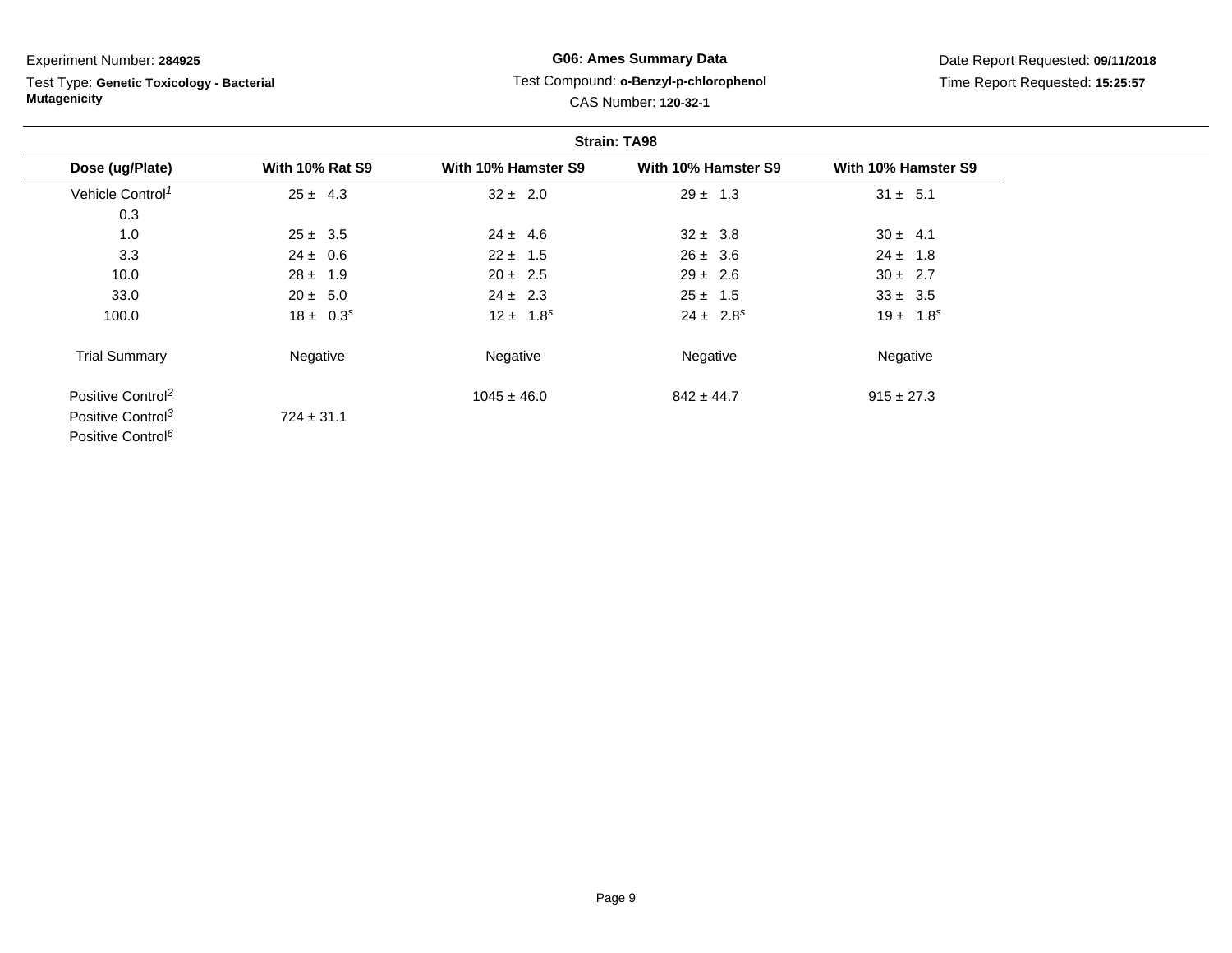Experiment Number: **284925**

Test Type: **Genetic Toxicology - Bacterial Mutagenicity**

**G06: Ames Summary Data**

Test Compound: **o-Benzyl-p-chlorophenol**

CAS Number: **120-32-1**

Date Report Requested: **09/11/2018**

Time Report Requested: **15:25:57**

**Strain: TA98**

| Dose (ug/Plate) | With 10% Rat S9 | With 10% Hamster S9 | With 10% Hamster S9 | With 10% Hamster S9 |
|---|---|---|---|---|
| Vehicle Control[1] | 25 ± 4.3 | 32 ± 2.0 | 29 ± 1.3 | 31 ± 5.1 |
| 0.3 | | | | |
| 1.0 | 25 ± 3.5 | 24 ± 4.6 | 32 ± 3.8 | 30 ± 4.1 |
| 3.3 | 24 ± 0.6 | 22 ± 1.5 | 26 ± 3.6 | 24 ± 1.8 |
| 10.0 | 28 ± 1.9 | 20 ± 2.5 | 29 ± 2.6 | 30 ± 2.7 |
| 33.0 | 20 ± 5.0 | 24 ± 2.3 | 25 ± 1.5 | 33 ± 3.5 |
| 100.0 | 18 ± 0.3[s] | 12 ± 1.8[s] | 24 ± 2.8[s] | 19 ± 1.8[s] |
| Trial Summary | Negative | Negative | Negative | Negative |
| Positive Control[2] | | 1045 ± 46.0 | 842 ± 44.7 | 915 ± 27.3 |
| Positive Control[3] | 724 ± 31.1 | | | |
| Positive Control[6] | | | | |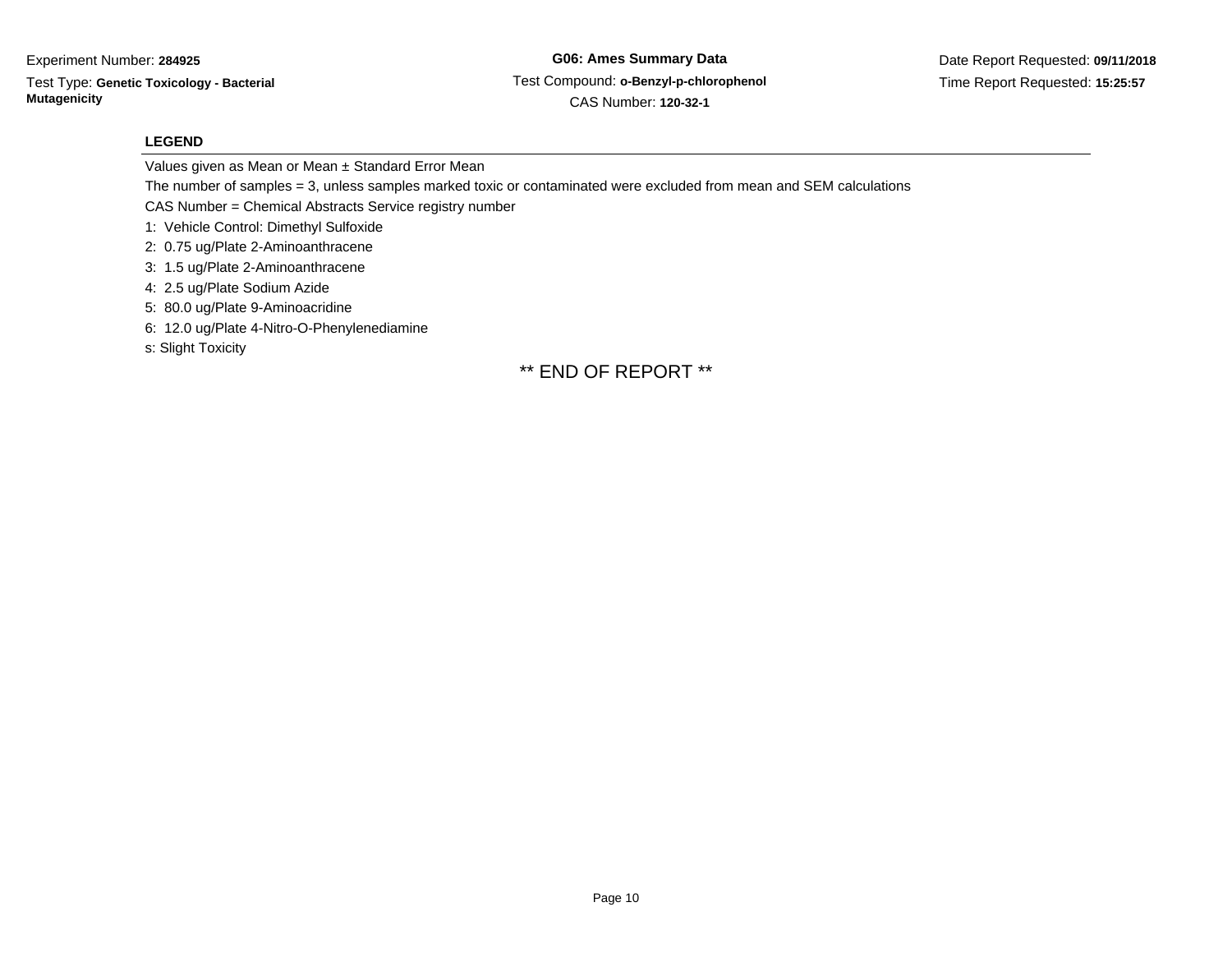Experiment Number: **284925**

Test Type: **Genetic Toxicology - Bacterial Mutagenicity**

**G06: Ames Summary Data**

Test Compound: **o-Benzyl-p-chlorophenol**

CAS Number: **120-32-1**

Date Report Requested: **09/11/2018**

Time Report Requested: **15:25:57**

**LEGEND**

Values given as Mean or Mean ± Standard Error Mean

The number of samples = 3, unless samples marked toxic or contaminated were excluded from mean and SEM calculations

CAS Number = Chemical Abstracts Service registry number

1: Vehicle Control: Dimethyl Sulfoxide

2: 0.75 ug/Plate 2-Aminoanthracene

3: 1.5 ug/Plate 2-Aminoanthracene

4: 2.5 ug/Plate Sodium Azide

5: 80.0 ug/Plate 9-Aminoacridine

6: 12.0 ug/Plate 4-Nitro-O-Phenylenediamine

s: Slight Toxicity

** END OF REPORT **